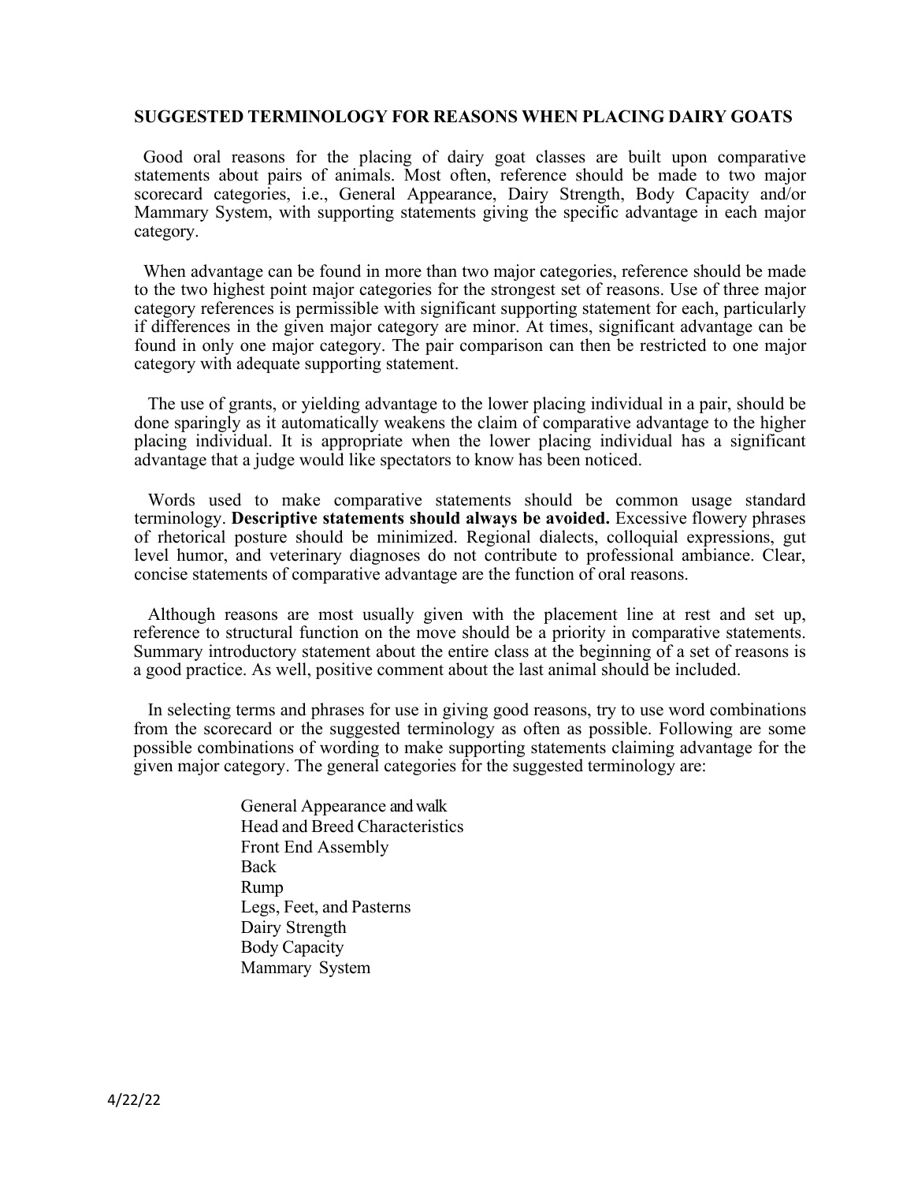## SUGGESTED TERMINOLOGY FOR REASONS WHEN PLACING DAIRY GOATS

Good oral reasons for the placing of dairy goat classes are built upon comparative statements about pairs of animals. Most often, reference should be made to two major scorecard categories, i.e., General Appearance, Dairy Strength, Body Capacity and/or Mammary System, with supporting statements giving the specific advantage in each major category.

When advantage can be found in more than two major categories, reference should be made to the two highest point major categories for the strongest set of reasons. Use of three major category references is permissible with significant supporting statement for each, particularly if differences in the given major category are minor. At times, significant advantage can be found in only one major category. The pair comparison can then be restricted to one major category with adequate supporting statement.

The use of grants, or yielding advantage to the lower placing individual in a pair, should be done sparingly as it automatically weakens the claim of comparative advantage to the higher placing individual. It is appropriate when the lower placing individual has a significant advantage that a judge would like spectators to know has been noticed.

Words used to make comparative statements should be common usage standard terminology. **Descriptive statements should always be avoided.** Excessive flowery phrases of rhetorical posture should be minimized. Regional dialects, colloquial expressions, gut level humor, and veterinary diagnoses do not contribute to professional ambiance. Clear, concise statements of comparative advantage are the function of oral reasons.

Although reasons are most usually given with the placement line at rest and set up, reference to structural function on the move should be a priority in comparative statements. Summary introductory statement about the entire class at the beginning of a set of reasons is a good practice. As well, positive comment about the last animal should be included.

In selecting terms and phrases for use in giving good reasons, try to use word combinations from the scorecard or the suggested terminology as often as possible. Following are some possible combinations of wording to make supporting statements claiming advantage for the given major category. The general categories for the suggested terminology are:

- General Appearance and walk
- Head and Breed Characteristics
- Front End Assembly
- Back
- Rump
- Legs, Feet, and Pasterns
- Dairy Strength
- Body Capacity
- Mammary System

4/22/22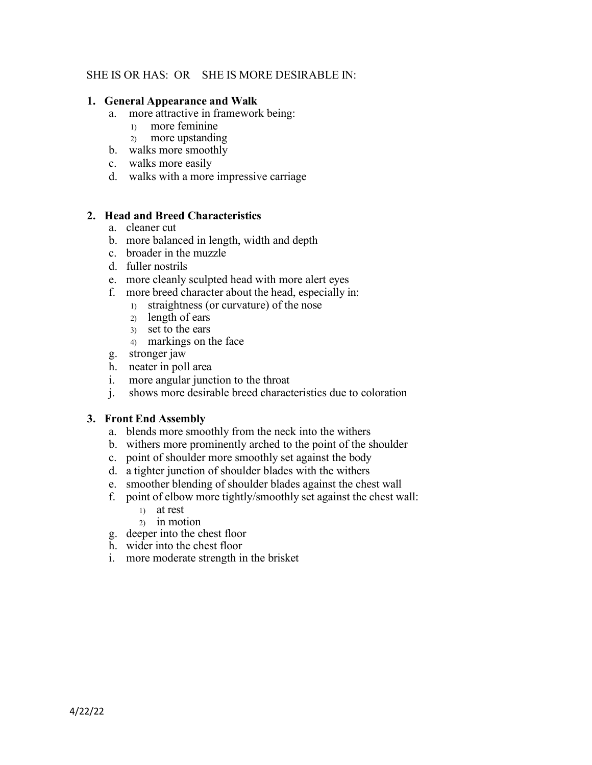SHE IS OR HAS: OR SHE IS MORE DESIRABLE IN:

1. **General Appearance and Walk**
   a. more attractive in framework being:
      1) more feminine
      2) more upstanding
   b. walks more smoothly
   c. walks more easily
   d. walks with a more impressive carriage

2. **Head and Breed Characteristics**
   a. cleaner cut
   b. more balanced in length, width and depth
   c. broader in the muzzle
   d. fuller nostrils
   e. more cleanly sculpted head with more alert eyes
   f. more breed character about the head, especially in:
      1) straightness (or curvature) of the nose
      2) length of ears
      3) set to the ears
      4) markings on the face
   g. stronger jaw
   h. neater in poll area
   i. more angular junction to the throat
   j. shows more desirable breed characteristics due to coloration

3. **Front End Assembly**
   a. blends more smoothly from the neck into the withers
   b. withers more prominently arched to the point of the shoulder
   c. point of shoulder more smoothly set against the body
   d. a tighter junction of shoulder blades with the withers
   e. smoother blending of shoulder blades against the chest wall
   f. point of elbow more tightly/smoothly set against the chest wall:
      1) at rest
      2) in motion
   g. deeper into the chest floor
   h. wider into the chest floor
   i. more moderate strength in the brisket

4/22/22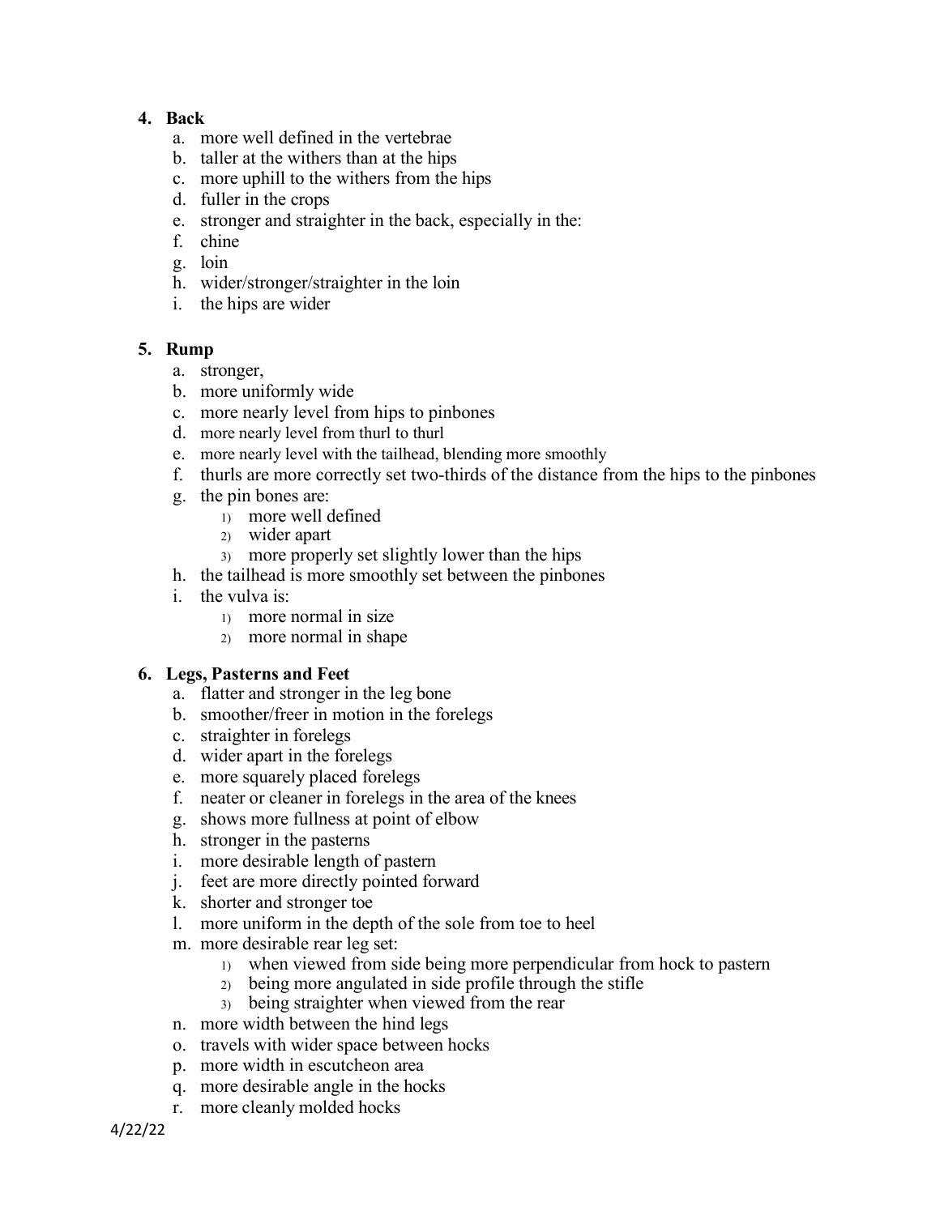4. **Back**
    a. more well defined in the vertebrae
    b. taller at the withers than at the hips
    c. more uphill to the withers from the hips
    d. fuller in the crops
    e. stronger and straighter in the back, especially in the:
    f. chine
    g. loin
    h. wider/stronger/straighter in the loin
    i. the hips are wider

5. **Rump**
    a. stronger,
    b. more uniformly wide
    c. more nearly level from hips to pinbones
    d. more nearly level from thurl to thurl
    e. more nearly level with the tailhead, blending more smoothly
    f. thurls are more correctly set two-thirds of the distance from the hips to the pinbones
    g. the pin bones are:
        1) more well defined
        2) wider apart
        3) more properly set slightly lower than the hips
    h. the tailhead is more smoothly set between the pinbones
    i. the vulva is:
        1) more normal in size
        2) more normal in shape

6. **Legs, Pasterns and Feet**
    a. flatter and stronger in the leg bone
    b. smoother/freer in motion in the forelegs
    c. straighter in forelegs
    d. wider apart in the forelegs
    e. more squarely placed forelegs
    f. neater or cleaner in forelegs in the area of the knees
    g. shows more fullness at point of elbow
    h. stronger in the pasterns
    i. more desirable length of pastern
    j. feet are more directly pointed forward
    k. shorter and stronger toe
    l. more uniform in the depth of the sole from toe to heel
    m. more desirable rear leg set:
        1) when viewed from side being more perpendicular from hock to pastern
        2) being more angulated in side profile through the stifle
        3) being straighter when viewed from the rear
    n. more width between the hind legs
    o. travels with wider space between hocks
    p. more width in escutcheon area
    q. more desirable angle in the hocks
    r. more cleanly molded hocks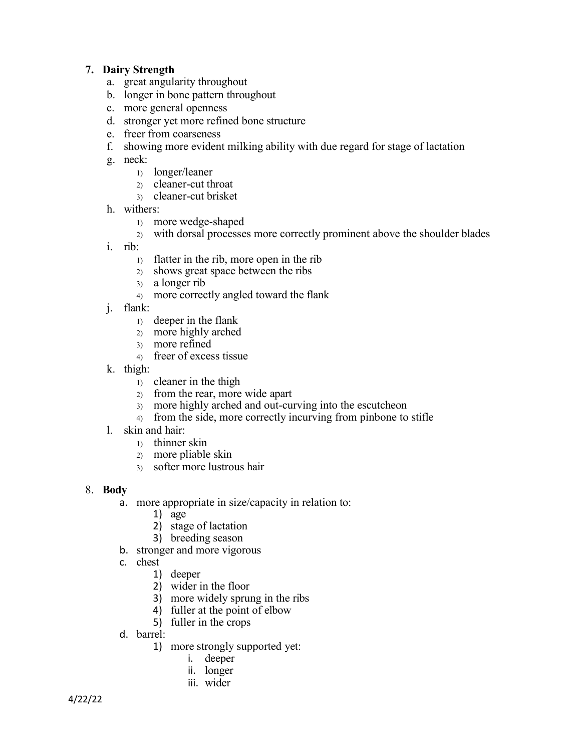7. **Dairy Strength**
    a. great angularity throughout
    b. longer in bone pattern throughout
    c. more general openness
    d. stronger yet more refined bone structure
    e. freer from coarseness
    f. showing more evident milking ability with due regard for stage of lactation
    g. neck:
        1) longer/leaner
        2) cleaner-cut throat
        3) cleaner-cut brisket
    h. withers:
        1) more wedge-shaped
        2) with dorsal processes more correctly prominent above the shoulder blades
    i. rib:
        1) flatter in the rib, more open in the rib
        2) shows great space between the ribs
        3) a longer rib
        4) more correctly angled toward the flank
    j. flank:
        1) deeper in the flank
        2) more highly arched
        3) more refined
        4) freer of excess tissue
    k. thigh:
        1) cleaner in the thigh
        2) from the rear, more wide apart
        3) more highly arched and out-curving into the escutcheon
        4) from the side, more correctly incurving from pinbone to stifle
    l. skin and hair:
        1) thinner skin
        2) more pliable skin
        3) softer more lustrous hair

8. **Body**
    a. more appropriate in size/capacity in relation to:
        1) age
        2) stage of lactation
        3) breeding season
    b. stronger and more vigorous
    c. chest
        1) deeper
        2) wider in the floor
        3) more widely sprung in the ribs
        4) fuller at the point of elbow
        5) fuller in the crops
    d. barrel:
        1) more strongly supported yet:
            i. deeper
            ii. longer
            iii. wider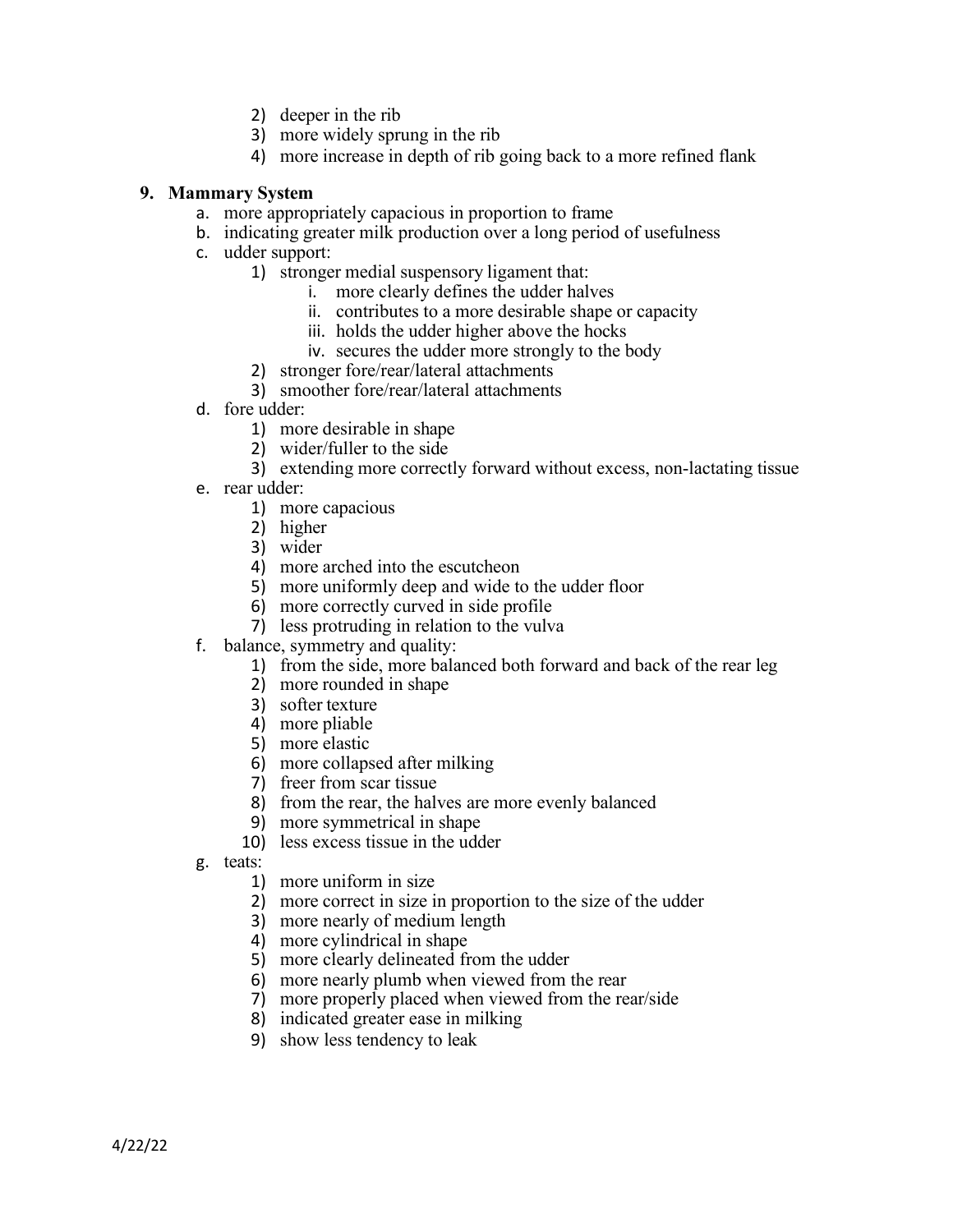2) deeper in the rib
3) more widely sprung in the rib
4) more increase in depth of rib going back to a more refined flank

**9. Mammary System**

a. more appropriately capacious in proportion to frame
b. indicating greater milk production over a long period of usefulness
c. udder support:
    1) stronger medial suspensory ligament that:
        i. more clearly defines the udder halves
        ii. contributes to a more desirable shape or capacity
        iii. holds the udder higher above the hocks
        iv. secures the udder more strongly to the body
    2) stronger fore/rear/lateral attachments
    3) smoother fore/rear/lateral attachments
d. fore udder:
    1) more desirable in shape
    2) wider/fuller to the side
    3) extending more correctly forward without excess, non-lactating tissue
e. rear udder:
    1) more capacious
    2) higher
    3) wider
    4) more arched into the escutcheon
    5) more uniformly deep and wide to the udder floor
    6) more correctly curved in side profile
    7) less protruding in relation to the vulva
f. balance, symmetry and quality:
    1) from the side, more balanced both forward and back of the rear leg
    2) more rounded in shape
    3) softer texture
    4) more pliable
    5) more elastic
    6) more collapsed after milking
    7) freer from scar tissue
    8) from the rear, the halves are more evenly balanced
    9) more symmetrical in shape
    10) less excess tissue in the udder
g. teats:
    1) more uniform in size
    2) more correct in size in proportion to the size of the udder
    3) more nearly of medium length
    4) more cylindrical in shape
    5) more clearly delineated from the udder
    6) more nearly plumb when viewed from the rear
    7) more properly placed when viewed from the rear/side
    8) indicated greater ease in milking
    9) show less tendency to leak